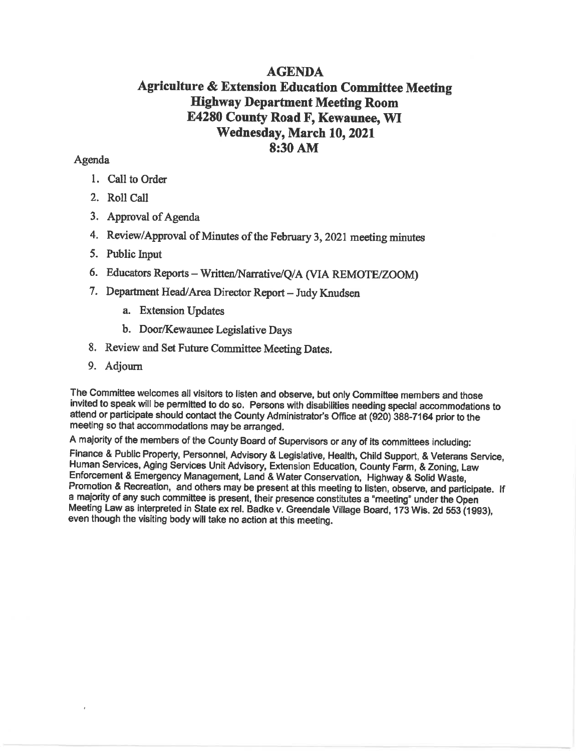# AGENDA

## Agriculture & Extension Education Committee Meeting
## Highway Department Meeting Room
## E4280 County Road F, Kewaunee, WI
## Wednesday, March 10, 2021
## 8:30 AM

Agenda

1. Call to Order
2. Roll Call
3. Approval of Agenda
4. Review/Approval of Minutes of the February 3, 2021 meeting minutes
5. Public Input
6. Educators Reports – Written/Narrative/Q/A (VIA REMOTE/ZOOM)
7. Department Head/Area Director Report – Judy Knudsen
   a. Extension Updates
   b. Door/Kewaunee Legislative Days
8. Review and Set Future Committee Meeting Dates.
9. Adjourn

The Committee welcomes all visitors to listen and observe, but only Committee members and those invited to speak will be permitted to do so. Persons with disabilities needing special accommodations to attend or participate should contact the County Administrator's Office at (920) 388-7164 prior to the meeting so that accommodations may be arranged.

A majority of the members of the County Board of Supervisors or any of its committees including: Finance & Public Property, Personnel, Advisory & Legislative, Health, Child Support, & Veterans Service, Human Services, Aging Services Unit Advisory, Extension Education, County Farm, & Zoning, Law Enforcement & Emergency Management, Land & Water Conservation, Highway & Solid Waste, Promotion & Recreation, and others may be present at this meeting to listen, observe, and participate. If a majority of any such committee is present, their presence constitutes a "meeting" under the Open Meeting Law as interpreted in State ex rel. Badke v. Greendale Village Board, 173 Wis. 2d 553 (1993), even though the visiting body will take no action at this meeting.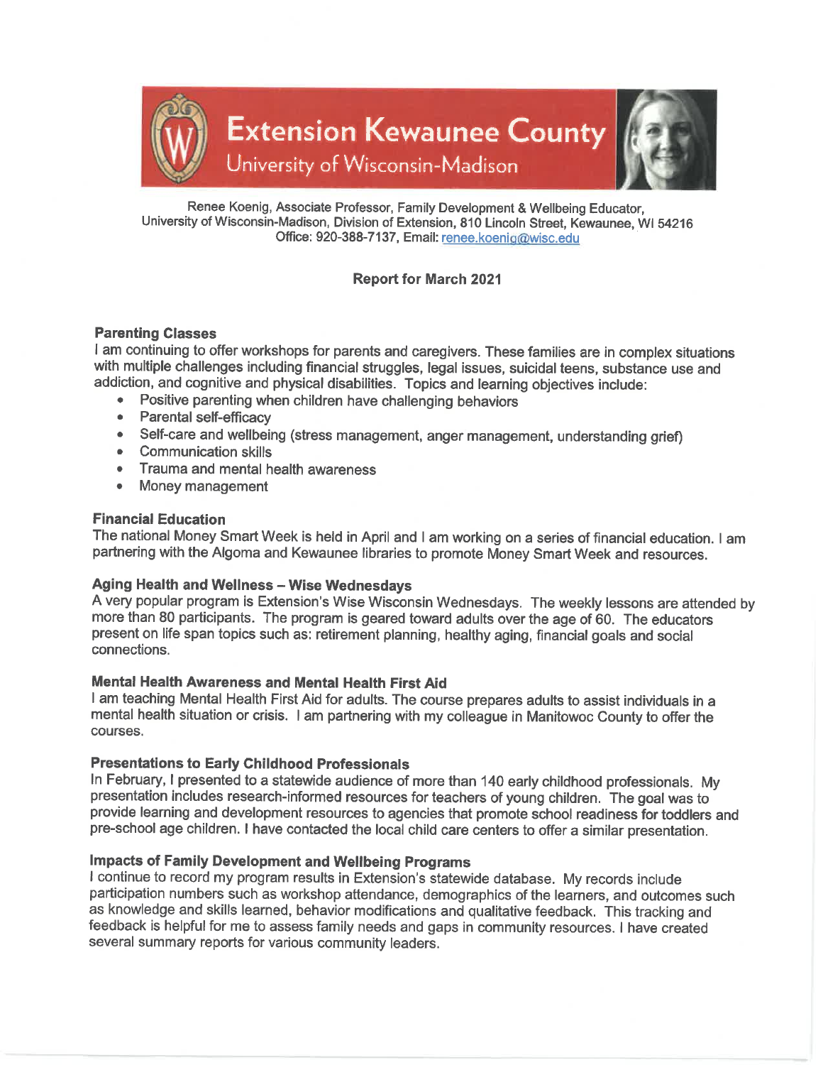# Extension Kewaunee County

## University of Wisconsin-Madison

Renee Koenig, Associate Professor, Family Development & Wellbeing Educator,
University of Wisconsin-Madison, Division of Extension, 810 Lincoln Street, Kewaunee, WI 54216
Office: 920-388-7137, Email: renee.koenig@wisc.edu

**Report for March 2021**

### Parenting Classes

I am continuing to offer workshops for parents and caregivers. These families are in complex situations with multiple challenges including financial struggles, legal issues, suicidal teens, substance use and addiction, and cognitive and physical disabilities. Topics and learning objectives include:

- Positive parenting when children have challenging behaviors
- Parental self-efficacy
- Self-care and wellbeing (stress management, anger management, understanding grief)
- Communication skills
- Trauma and mental health awareness
- Money management

### Financial Education

The national Money Smart Week is held in April and I am working on a series of financial education. I am partnering with the Algoma and Kewaunee libraries to promote Money Smart Week and resources.

### Aging Health and Wellness – Wise Wednesdays

A very popular program is Extension's Wise Wisconsin Wednesdays. The weekly lessons are attended by more than 80 participants. The program is geared toward adults over the age of 60. The educators present on life span topics such as: retirement planning, healthy aging, financial goals and social connections.

### Mental Health Awareness and Mental Health First Aid

I am teaching Mental Health First Aid for adults. The course prepares adults to assist individuals in a mental health situation or crisis. I am partnering with my colleague in Manitowoc County to offer the courses.

### Presentations to Early Childhood Professionals

In February, I presented to a statewide audience of more than 140 early childhood professionals. My presentation includes research-informed resources for teachers of young children. The goal was to provide learning and development resources to agencies that promote school readiness for toddlers and pre-school age children. I have contacted the local child care centers to offer a similar presentation.

### Impacts of Family Development and Wellbeing Programs

I continue to record my program results in Extension's statewide database. My records include participation numbers such as workshop attendance, demographics of the learners, and outcomes such as knowledge and skills learned, behavior modifications and qualitative feedback. This tracking and feedback is helpful for me to assess family needs and gaps in community resources. I have created several summary reports for various community leaders.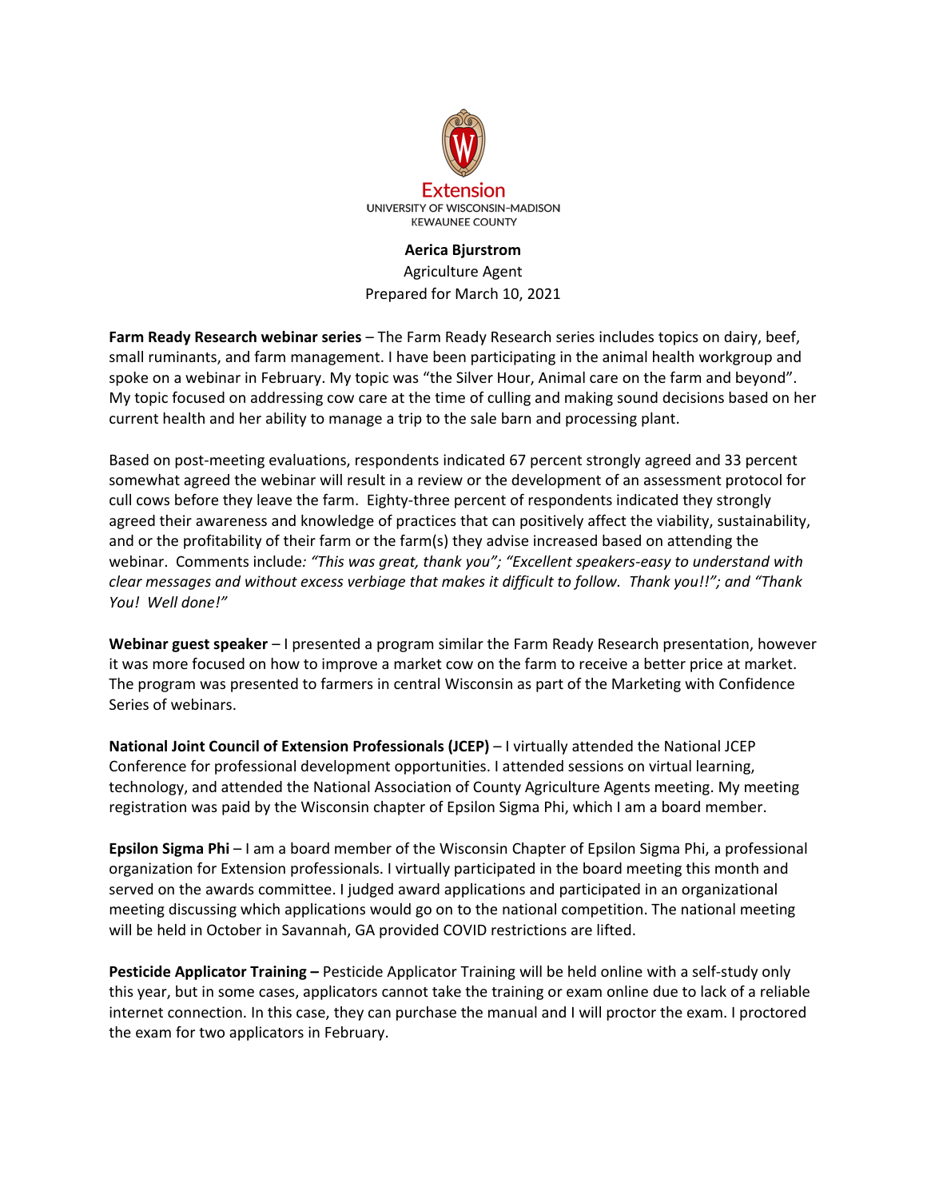Extension
UNIVERSITY OF WISCONSIN-MADISON
KEWAUNEE COUNTY

**Aerica Bjurstrom**
Agriculture Agent
Prepared for March 10, 2021

**Farm Ready Research webinar series** – The Farm Ready Research series includes topics on dairy, beef, small ruminants, and farm management. I have been participating in the animal health workgroup and spoke on a webinar in February. My topic was "the Silver Hour, Animal care on the farm and beyond". My topic focused on addressing cow care at the time of culling and making sound decisions based on her current health and her ability to manage a trip to the sale barn and processing plant.

Based on post-meeting evaluations, respondents indicated 67 percent strongly agreed and 33 percent somewhat agreed the webinar will result in a review or the development of an assessment protocol for cull cows before they leave the farm. Eighty-three percent of respondents indicated they strongly agreed their awareness and knowledge of practices that can positively affect the viability, sustainability, and or the profitability of their farm or the farm(s) they advise increased based on attending the webinar. Comments include*: "This was great, thank you"; "Excellent speakers-easy to understand with clear messages and without excess verbiage that makes it difficult to follow. Thank you!!"; and "Thank You! Well done!"*

**Webinar guest speaker** – I presented a program similar the Farm Ready Research presentation, however it was more focused on how to improve a market cow on the farm to receive a better price at market. The program was presented to farmers in central Wisconsin as part of the Marketing with Confidence Series of webinars.

**National Joint Council of Extension Professionals (JCEP)** – I virtually attended the National JCEP Conference for professional development opportunities. I attended sessions on virtual learning, technology, and attended the National Association of County Agriculture Agents meeting. My meeting registration was paid by the Wisconsin chapter of Epsilon Sigma Phi, which I am a board member.

**Epsilon Sigma Phi** – I am a board member of the Wisconsin Chapter of Epsilon Sigma Phi, a professional organization for Extension professionals. I virtually participated in the board meeting this month and served on the awards committee. I judged award applications and participated in an organizational meeting discussing which applications would go on to the national competition. The national meeting will be held in October in Savannah, GA provided COVID restrictions are lifted.

**Pesticide Applicator Training –** Pesticide Applicator Training will be held online with a self-study only this year, but in some cases, applicators cannot take the training or exam online due to lack of a reliable internet connection. In this case, they can purchase the manual and I will proctor the exam. I proctored the exam for two applicators in February.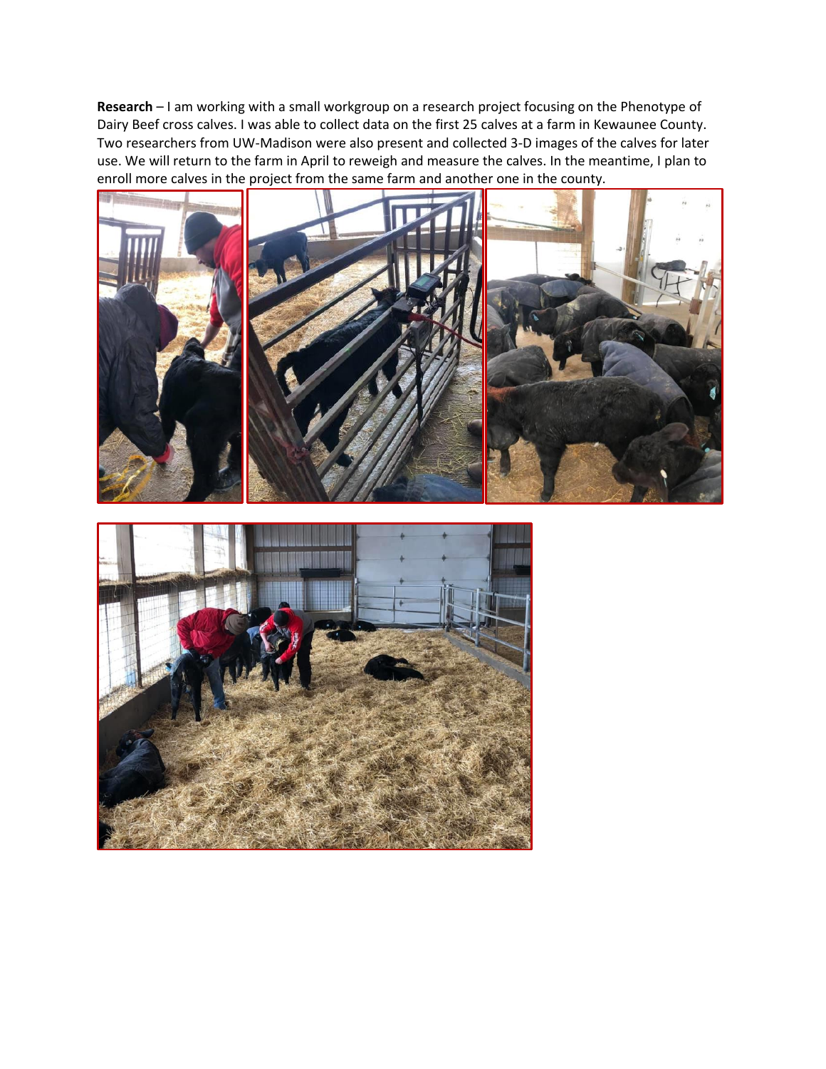**Research** – I am working with a small workgroup on a research project focusing on the Phenotype of Dairy Beef cross calves. I was able to collect data on the first 25 calves at a farm in Kewaunee County. Two researchers from UW-Madison were also present and collected 3-D images of the calves for later use. We will return to the farm in April to reweigh and measure the calves. In the meantime, I plan to enroll more calves in the project from the same farm and another one in the county.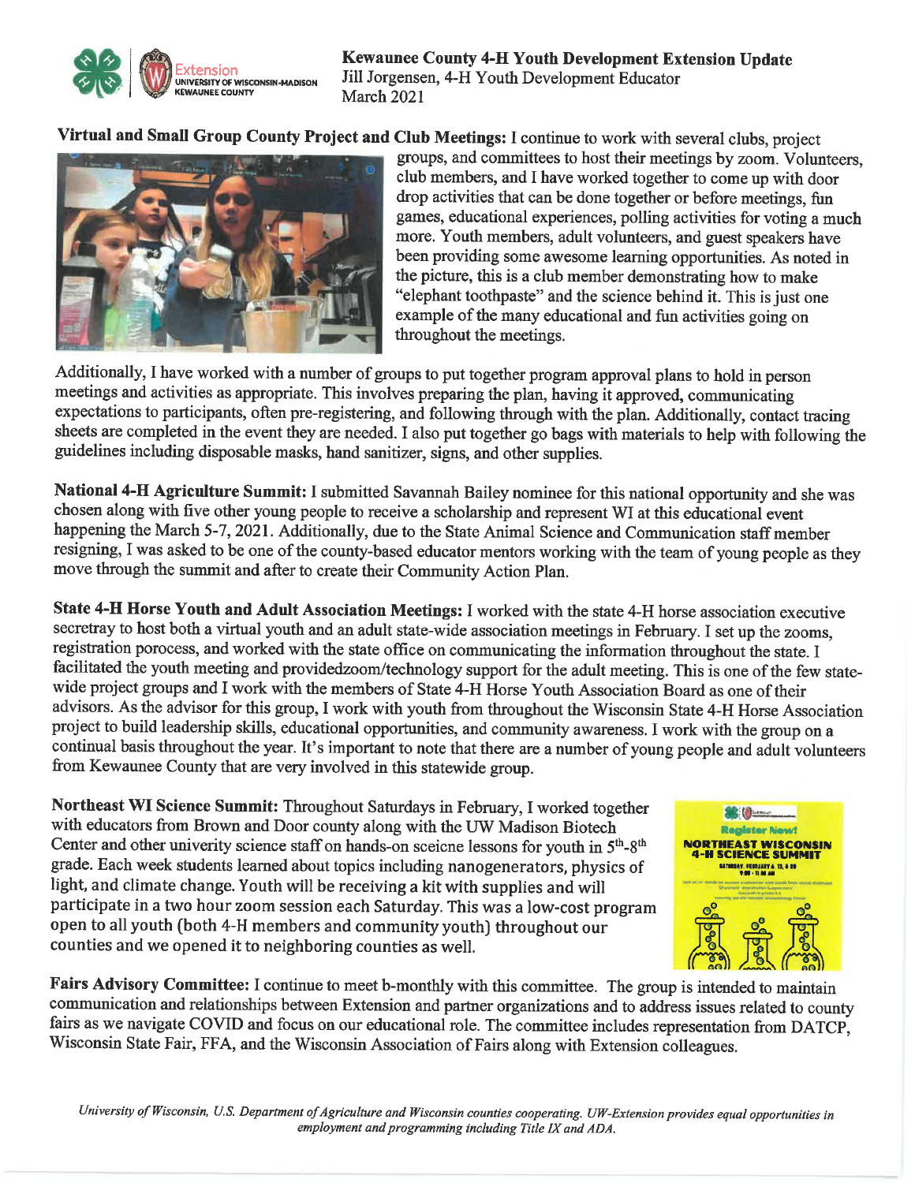**Kewaunee County 4-H Youth Development Extension Update**
Jill Jorgensen, 4-H Youth Development Educator
March 2021

**Virtual and Small Group County Project and Club Meetings:** I continue to work with several clubs, project groups, and committees to host their meetings by zoom. Volunteers, club members, and I have worked together to come up with door drop activities that can be done together or before meetings, fun games, educational experiences, polling activities for voting a much more. Youth members, adult volunteers, and guest speakers have been providing some awesome learning opportunities. As noted in the picture, this is a club member demonstrating how to make "elephant toothpaste" and the science behind it. This is just one example of the many educational and fun activities going on throughout the meetings.

Additionally, I have worked with a number of groups to put together program approval plans to hold in person meetings and activities as appropriate. This involves preparing the plan, having it approved, communicating expectations to participants, often pre-registering, and following through with the plan. Additionally, contact tracing sheets are completed in the event they are needed. I also put together go bags with materials to help with following the guidelines including disposable masks, hand sanitizer, signs, and other supplies.

**National 4-H Agriculture Summit:** I submitted Savannah Bailey nominee for this national opportunity and she was chosen along with five other young people to receive a scholarship and represent WI at this educational event happening the March 5-7, 2021. Additionally, due to the State Animal Science and Communication staff member resigning, I was asked to be one of the county-based educator mentors working with the team of young people as they move through the summit and after to create their Community Action Plan.

**State 4-H Horse Youth and Adult Association Meetings:** I worked with the state 4-H horse association executive secretray to host both a virtual youth and an adult state-wide association meetings in February. I set up the zooms, registration porocess, and worked with the state office on communicating the information throughout the state. I facilitated the youth meeting and providedzoom/technology support for the adult meeting. This is one of the few state-wide project groups and I work with the members of State 4-H Horse Youth Association Board as one of their advisors. As the advisor for this group, I work with youth from throughout the Wisconsin State 4-H Horse Association project to build leadership skills, educational opportunities, and community awareness. I work with the group on a continual basis throughout the year. It's important to note that there are a number of young people and adult volunteers from Kewaunee County that are very involved in this statewide group.

**Northeast WI Science Summit:** Throughout Saturdays in February, I worked together with educators from Brown and Door county along with the UW Madison Biotech Center and other univerity science staff on hands-on sceicne lessons for youth in 5th-8th grade. Each week students learned about topics including nanogenerators, physics of light, and climate change. Youth will be receiving a kit with supplies and will participate in a two hour zoom session each Saturday. This was a low-cost program open to all youth (both 4-H members and community youth) throughout our counties and we opened it to neighboring counties as well.

**Fairs Advisory Committee:** I continue to meet b-monthly with this committee. The group is intended to maintain communication and relationships between Extension and partner organizations and to address issues related to county fairs as we navigate COVID and focus on our educational role. The committee includes representation from DATCP, Wisconsin State Fair, FFA, and the Wisconsin Association of Fairs along with Extension colleagues.

*University of Wisconsin, U.S. Department of Agriculture and Wisconsin counties cooperating. UW-Extension provides equal opportunities in employment and programming including Title IX and ADA.*